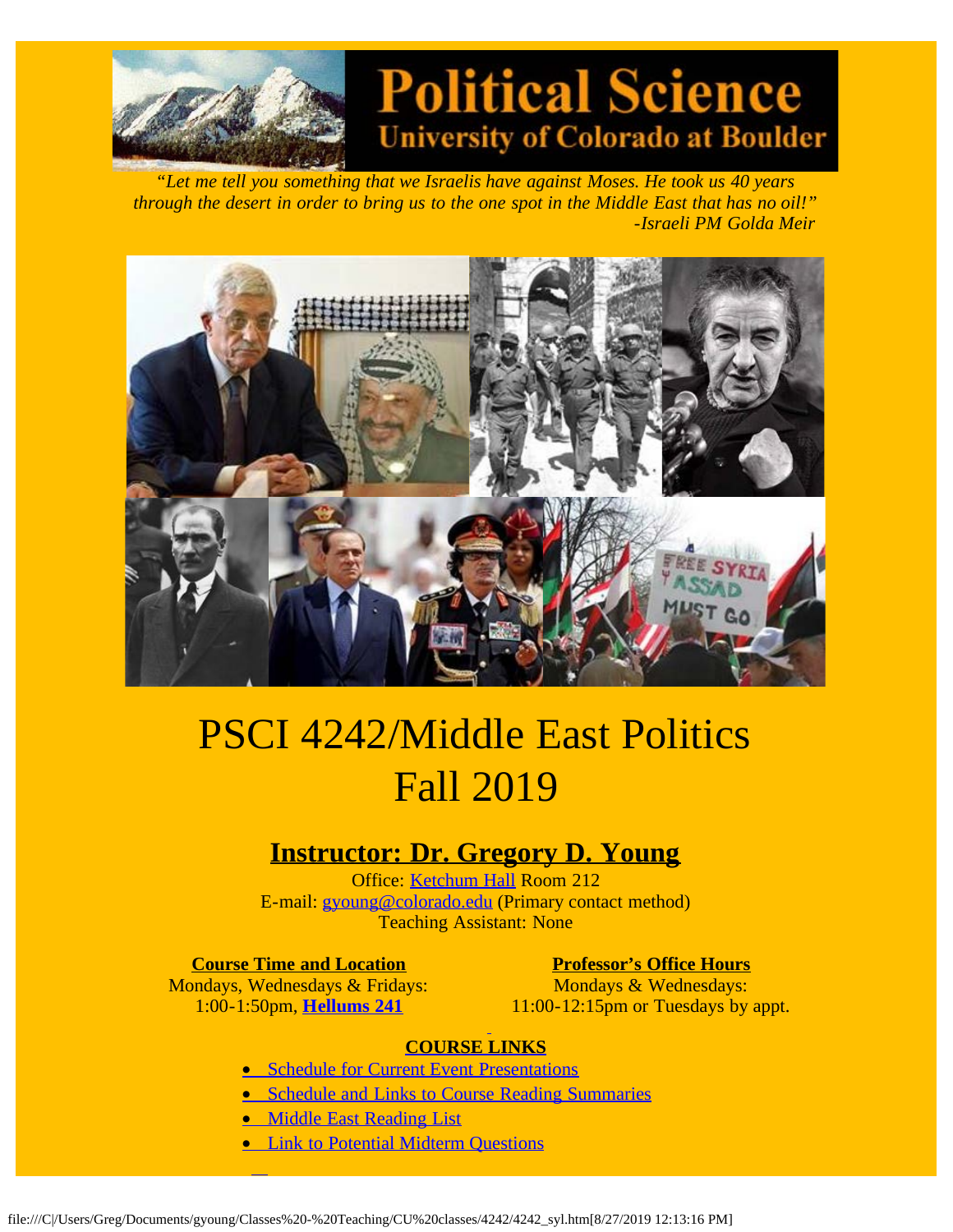# Political Science
## University of Colorado at Boulder

*"Let me tell you something that we Israelis have against Moses. He took us 40 years through the desert in order to bring us to the one spot in the Middle East that has no oil!"*
*-Israeli PM Golda Meir*

# PSCI 4242/Middle East Politics
# Fall 2019

## Instructor: Dr. Gregory D. Young

Office: Ketchum Hall Room 212
E-mail: gyoung@colorado.edu (Primary contact method)
Teaching Assistant: None

**Course Time and Location**
Mondays, Wednesdays & Fridays:
1:00-1:50pm, **Hellums 241**

**Professor's Office Hours**
Mondays & Wednesdays:
11:00-12:15pm or Tuesdays by appt.

**COURSE LINKS**

- Schedule for Current Event Presentations
- Schedule and Links to Course Reading Summaries
- Middle East Reading List
- Link to Potential Midterm Questions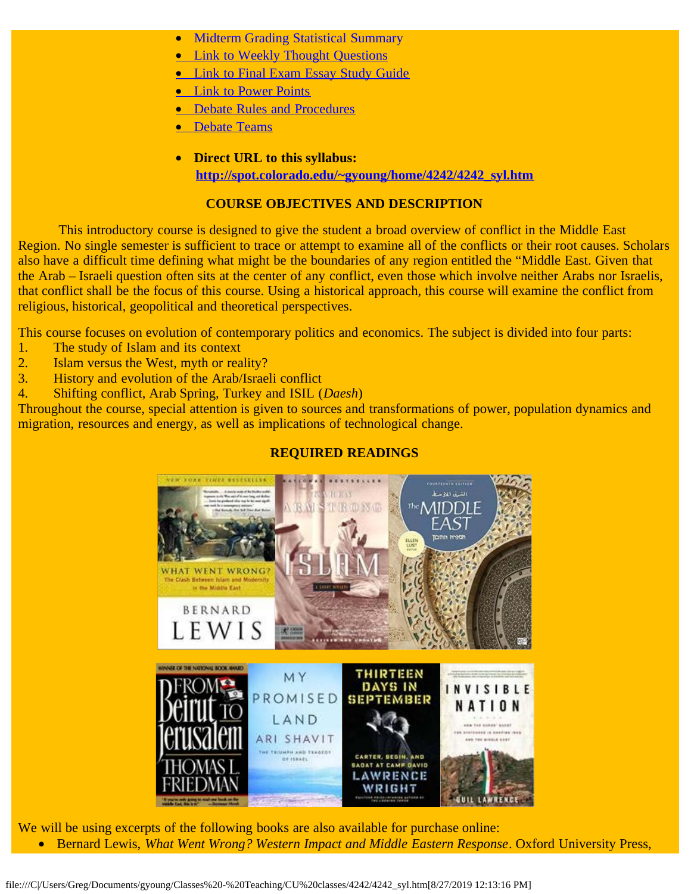- Midterm Grading Statistical Summary
- Link to Weekly Thought Questions
- Link to Final Exam Essay Study Guide
- Link to Power Points
- Debate Rules and Procedures
- Debate Teams

- **Direct URL to this syllabus:** **http://spot.colorado.edu/~gyoung/home/4242/4242_syl.htm**

## COURSE OBJECTIVES AND DESCRIPTION

This introductory course is designed to give the student a broad overview of conflict in the Middle East Region. No single semester is sufficient to trace or attempt to examine all of the conflicts or their root causes. Scholars also have a difficult time defining what might be the boundaries of any region entitled the "Middle East. Given that the Arab – Israeli question often sits at the center of any conflict, even those which involve neither Arabs nor Israelis, that conflict shall be the focus of this course. Using a historical approach, this course will examine the conflict from religious, historical, geopolitical and theoretical perspectives.

This course focuses on evolution of contemporary politics and economics. The subject is divided into four parts:

1. The study of Islam and its context
2. Islam versus the West, myth or reality?
3. History and evolution of the Arab/Israeli conflict
4. Shifting conflict, Arab Spring, Turkey and ISIL (*Daesh*)

Throughout the course, special attention is given to sources and transformations of power, population dynamics and migration, resources and energy, as well as implications of technological change.

## REQUIRED READINGS

We will be using excerpts of the following books are also available for purchase online:

- Bernard Lewis, *What Went Wrong? Western Impact and Middle Eastern Response*. Oxford University Press,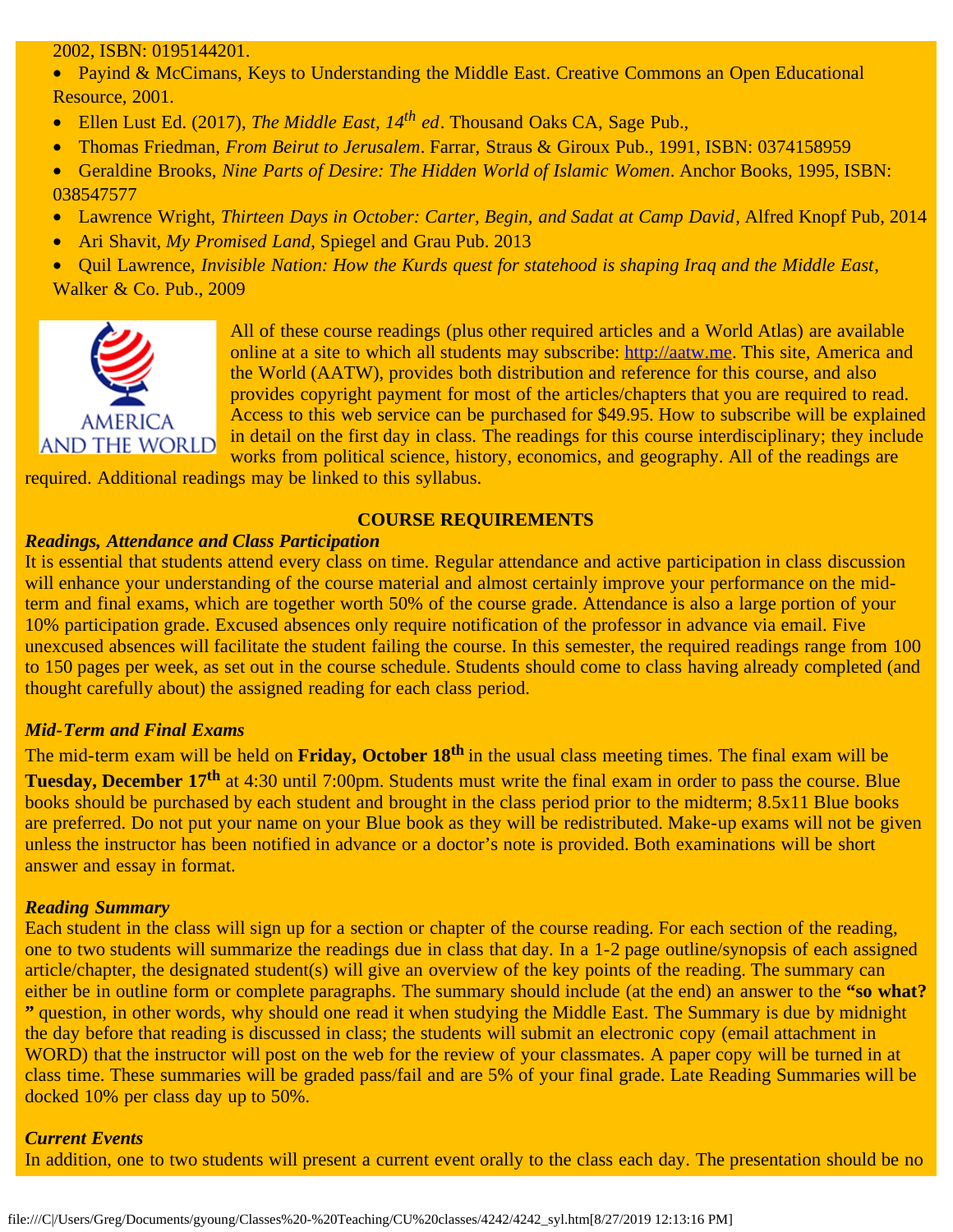2002, ISBN: 0195144201.

- Payind & McCimans, Keys to Understanding the Middle East. Creative Commons an Open Educational Resource, 2001.
- Ellen Lust Ed. (2017), *The Middle East, 14th ed*. Thousand Oaks CA, Sage Pub.,
- Thomas Friedman, *From Beirut to Jerusalem*. Farrar, Straus & Giroux Pub., 1991, ISBN: 0374158959
- Geraldine Brooks, *Nine Parts of Desire: The Hidden World of Islamic Women*. Anchor Books, 1995, ISBN: 038547577
- Lawrence Wright, *Thirteen Days in October: Carter, Begin, and Sadat at Camp David*, Alfred Knopf Pub, 2014
- Ari Shavit, *My Promised Land*, Spiegel and Grau Pub. 2013
- Quil Lawrence, *Invisible Nation: How the Kurds quest for statehood is shaping Iraq and the Middle East*, Walker & Co. Pub., 2009

All of these course readings (plus other required articles and a World Atlas) are available online at a site to which all students may subscribe: http://aatw.me. This site, America and the World (AATW), provides both distribution and reference for this course, and also provides copyright payment for most of the articles/chapters that you are required to read. Access to this web service can be purchased for $49.95. How to subscribe will be explained in detail on the first day in class. The readings for this course interdisciplinary; they include works from political science, history, economics, and geography. All of the readings are required. Additional readings may be linked to this syllabus.

## COURSE REQUIREMENTS

***Readings, Attendance and Class Participation***

It is essential that students attend every class on time. Regular attendance and active participation in class discussion will enhance your understanding of the course material and almost certainly improve your performance on the mid-term and final exams, which are together worth 50% of the course grade. Attendance is also a large portion of your 10% participation grade. Excused absences only require notification of the professor in advance via email. Five unexcused absences will facilitate the student failing the course. In this semester, the required readings range from 100 to 150 pages per week, as set out in the course schedule. Students should come to class having already completed (and thought carefully about) the assigned reading for each class period.

***Mid-Term and Final Exams***

The mid-term exam will be held on **Friday, October 18th** in the usual class meeting times. The final exam will be **Tuesday, December 17th** at 4:30 until 7:00pm. Students must write the final exam in order to pass the course. Blue books should be purchased by each student and brought in the class period prior to the midterm; 8.5x11 Blue books are preferred. Do not put your name on your Blue book as they will be redistributed. Make-up exams will not be given unless the instructor has been notified in advance or a doctor's note is provided. Both examinations will be short answer and essay in format.

***Reading Summary***

Each student in the class will sign up for a section or chapter of the course reading. For each section of the reading, one to two students will summarize the readings due in class that day. In a 1-2 page outline/synopsis of each assigned article/chapter, the designated student(s) will give an overview of the key points of the reading. The summary can either be in outline form or complete paragraphs. The summary should include (at the end) an answer to the **"so what?"** question, in other words, why should one read it when studying the Middle East. The Summary is due by midnight the day before that reading is discussed in class; the students will submit an electronic copy (email attachment in WORD) that the instructor will post on the web for the review of your classmates. A paper copy will be turned in at class time. These summaries will be graded pass/fail and are 5% of your final grade. Late Reading Summaries will be docked 10% per class day up to 50%.

***Current Events***

In addition, one to two students will present a current event orally to the class each day. The presentation should be no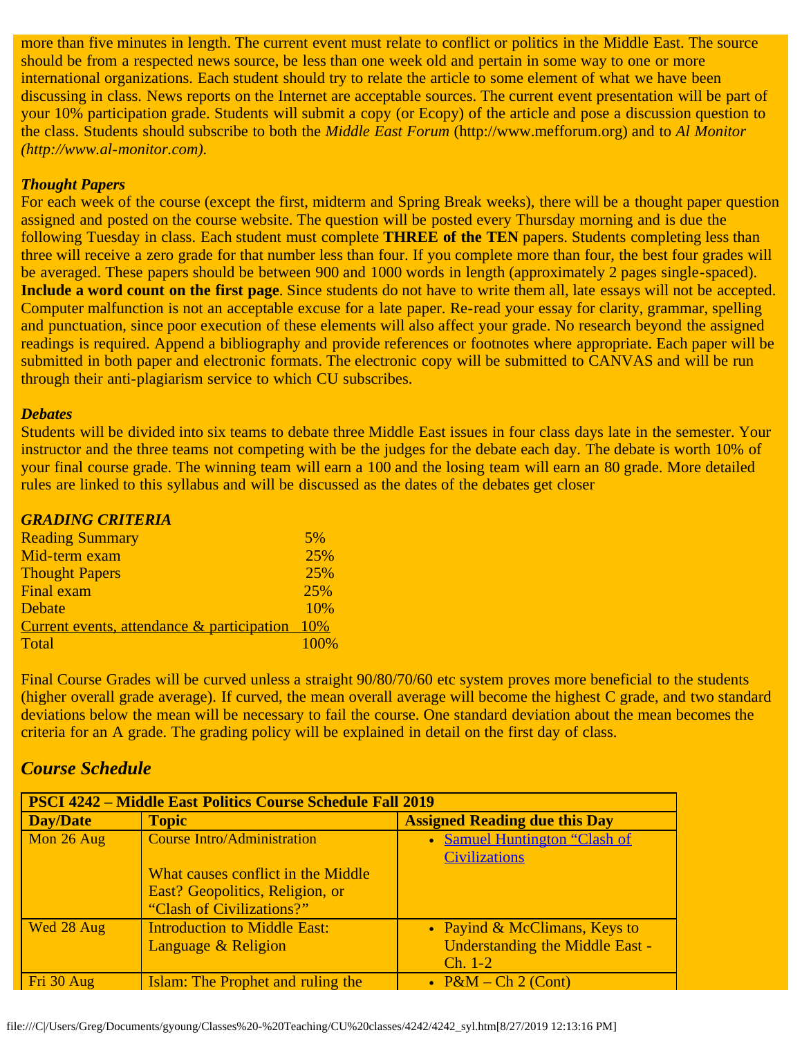more than five minutes in length. The current event must relate to conflict or politics in the Middle East. The source should be from a respected news source, be less than one week old and pertain in some way to one or more international organizations. Each student should try to relate the article to some element of what we have been discussing in class. News reports on the Internet are acceptable sources. The current event presentation will be part of your 10% participation grade. Students will submit a copy (or Ecopy) of the article and pose a discussion question to the class. Students should subscribe to both the *Middle East Forum* (http://www.mefforum.org) and to *Al Monitor (http://www.al-monitor.com).*

***Thought Papers***

For each week of the course (except the first, midterm and Spring Break weeks), there will be a thought paper question assigned and posted on the course website. The question will be posted every Thursday morning and is due the following Tuesday in class. Each student must complete **THREE of the TEN** papers. Students completing less than three will receive a zero grade for that number less than four. If you complete more than four, the best four grades will be averaged. These papers should be between 900 and 1000 words in length (approximately 2 pages single-spaced). **Include a word count on the first page**. Since students do not have to write them all, late essays will not be accepted. Computer malfunction is not an acceptable excuse for a late paper. Re-read your essay for clarity, grammar, spelling and punctuation, since poor execution of these elements will also affect your grade. No research beyond the assigned readings is required. Append a bibliography and provide references or footnotes where appropriate. Each paper will be submitted in both paper and electronic formats. The electronic copy will be submitted to CANVAS and will be run through their anti-plagiarism service to which CU subscribes.

***Debates***

Students will be divided into six teams to debate three Middle East issues in four class days late in the semester. Your instructor and the three teams not competing with be the judges for the debate each day. The debate is worth 10% of your final course grade. The winning team will earn a 100 and the losing team will earn an 80 grade. More detailed rules are linked to this syllabus and will be discussed as the dates of the debates get closer

***GRADING CRITERIA***

| | |
|---|---|
| Reading Summary | 5% |
| Mid-term exam | 25% |
| Thought Papers | 25% |
| Final exam | 25% |
| Debate | 10% |
| Current events, attendance & participation | 10% |
| Total | 100% |

Final Course Grades will be curved unless a straight 90/80/70/60 etc system proves more beneficial to the students (higher overall grade average). If curved, the mean overall average will become the highest C grade, and two standard deviations below the mean will be necessary to fail the course. One standard deviation about the mean becomes the criteria for an A grade. The grading policy will be explained in detail on the first day of class.

## *Course Schedule*

| **PSCI 4242 – Middle East Politics Course Schedule Fall 2019** | | |
|---|---|---|
| **Day/Date** | **Topic** | **Assigned Reading due this Day** |
| Mon 26 Aug | Course Intro/Administration<br><br>What causes conflict in the Middle East? Geopolitics, Religion, or "Clash of Civilizations?" | • Samuel Huntington "Clash of Civilizations |
| Wed 28 Aug | Introduction to Middle East: Language & Religion | • Payind & McClimans, Keys to Understanding the Middle East - Ch. 1-2 |
| Fri 30 Aug | Islam: The Prophet and ruling the | • P&M – Ch 2 (Cont) |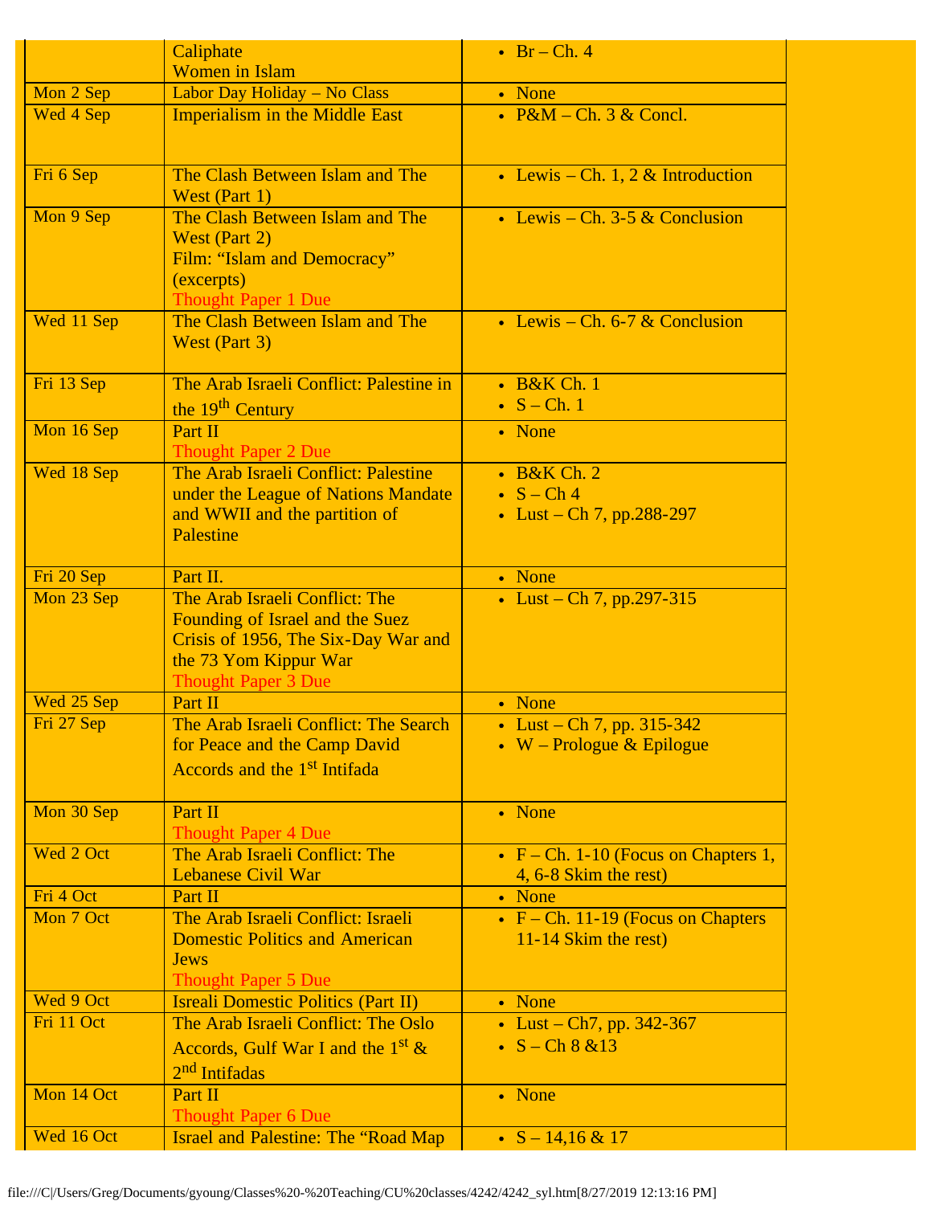| | | |
|---|---|---|
| | Caliphate<br>Women in Islam | • Br – Ch. 4 |
| Mon 2 Sep | Labor Day Holiday – No Class | • None |
| Wed 4 Sep | Imperialism in the Middle East | • P&M – Ch. 3 & Concl. |
| Fri 6 Sep | The Clash Between Islam and The West (Part 1) | • Lewis – Ch. 1, 2 & Introduction |
| Mon 9 Sep | The Clash Between Islam and The West (Part 2)<br>Film: “Islam and Democracy” (excerpts)<br>Thought Paper 1 Due | • Lewis – Ch. 3-5 & Conclusion |
| Wed 11 Sep | The Clash Between Islam and The West (Part 3) | • Lewis – Ch. 6-7 & Conclusion |
| Fri 13 Sep | The Arab Israeli Conflict: Palestine in the 19th Century | • B&K Ch. 1<br>• S – Ch. 1 |
| Mon 16 Sep | Part II<br>Thought Paper 2 Due | • None |
| Wed 18 Sep | The Arab Israeli Conflict: Palestine under the League of Nations Mandate and WWII and the partition of Palestine | • B&K Ch. 2<br>• S – Ch 4<br>• Lust – Ch 7, pp.288-297 |
| Fri 20 Sep | Part II. | • None |
| Mon 23 Sep | The Arab Israeli Conflict: The Founding of Israel and the Suez Crisis of 1956, The Six-Day War and the 73 Yom Kippur War<br>Thought Paper 3 Due | • Lust – Ch 7, pp.297-315 |
| Wed 25 Sep | Part II | • None |
| Fri 27 Sep | The Arab Israeli Conflict: The Search for Peace and the Camp David Accords and the 1st Intifada | • Lust – Ch 7, pp. 315-342<br>• W – Prologue & Epilogue |
| Mon 30 Sep | Part II<br>Thought Paper 4 Due | • None |
| Wed 2 Oct | The Arab Israeli Conflict: The Lebanese Civil War | • F – Ch. 1-10 (Focus on Chapters 1, 4, 6-8 Skim the rest) |
| Fri 4 Oct | Part II | • None |
| Mon 7 Oct | The Arab Israeli Conflict: Israeli Domestic Politics and American Jews<br>Thought Paper 5 Due | • F – Ch. 11-19 (Focus on Chapters 11-14 Skim the rest) |
| Wed 9 Oct | Isreali Domestic Politics (Part II) | • None |
| Fri 11 Oct | The Arab Israeli Conflict: The Oslo Accords, Gulf War I and the 1st & 2nd Intifadas | • Lust – Ch7, pp. 342-367<br>• S – Ch 8 &13 |
| Mon 14 Oct | Part II<br>Thought Paper 6 Due | • None |
| Wed 16 Oct | Israel and Palestine: The “Road Map | • S – 14,16 & 17 |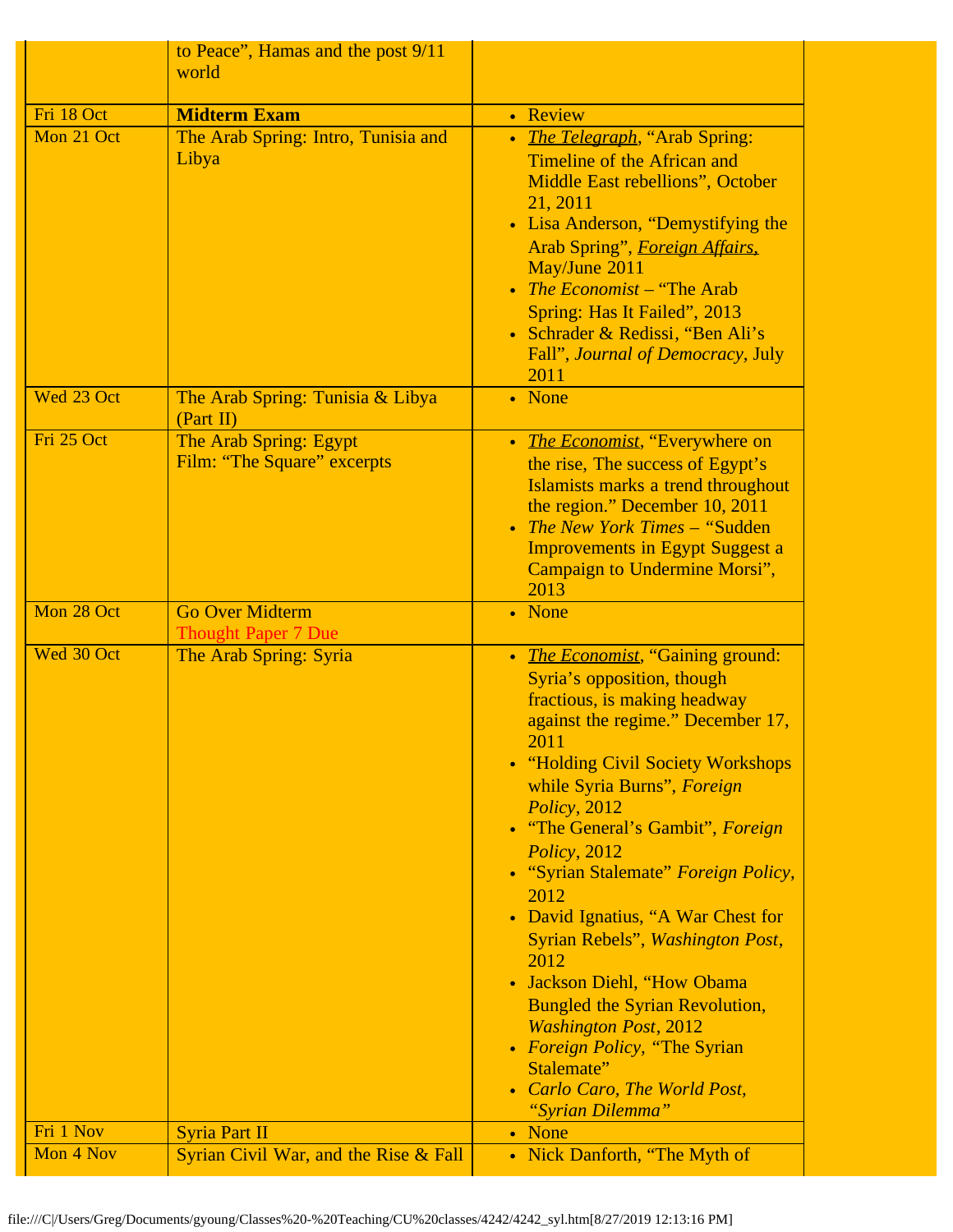| | | |
|---|---|---|
| | to Peace", Hamas and the post 9/11 world | |
| Fri 18 Oct | **Midterm Exam** | • Review |
| Mon 21 Oct | The Arab Spring: Intro, Tunisia and Libya | • *The Telegraph*, "Arab Spring: Timeline of the African and Middle East rebellions", October 21, 2011<br>• Lisa Anderson, "Demystifying the Arab Spring", *Foreign Affairs,* May/June 2011<br>• *The Economist* – "The Arab Spring: Has It Failed", 2013<br>• Schrader & Redissi, "Ben Ali's Fall", *Journal of Democracy,* July 2011 |
| Wed 23 Oct | The Arab Spring: Tunisia & Libya (Part II) | • None |
| Fri 25 Oct | The Arab Spring: Egypt<br>Film: "The Square" excerpts | • *The Economist*, "Everywhere on the rise, The success of Egypt's Islamists marks a trend throughout the region." December 10, 2011<br>• *The New York Times* – "Sudden Improvements in Egypt Suggest a Campaign to Undermine Morsi", 2013 |
| Mon 28 Oct | Go Over Midterm<br>Thought Paper 7 Due | • None |
| Wed 30 Oct | The Arab Spring: Syria | • *The Economist*, "Gaining ground: Syria's opposition, though fractious, is making headway against the regime." December 17, 2011<br>• "Holding Civil Society Workshops while Syria Burns", *Foreign Policy*, 2012<br>• "The General's Gambit", *Foreign Policy*, 2012<br>• "Syrian Stalemate" *Foreign Policy*, 2012<br>• David Ignatius, "A War Chest for Syrian Rebels", *Washington Post*, 2012<br>• Jackson Diehl, "How Obama Bungled the Syrian Revolution, *Washington Post*, 2012<br>• *Foreign Policy*, "The Syrian Stalemate"<br>• *Carlo Caro, The World Post, "Syrian Dilemma"* |
| Fri 1 Nov | Syria Part II | • None |
| Mon 4 Nov | Syrian Civil War, and the Rise & Fall | • Nick Danforth, "The Myth of |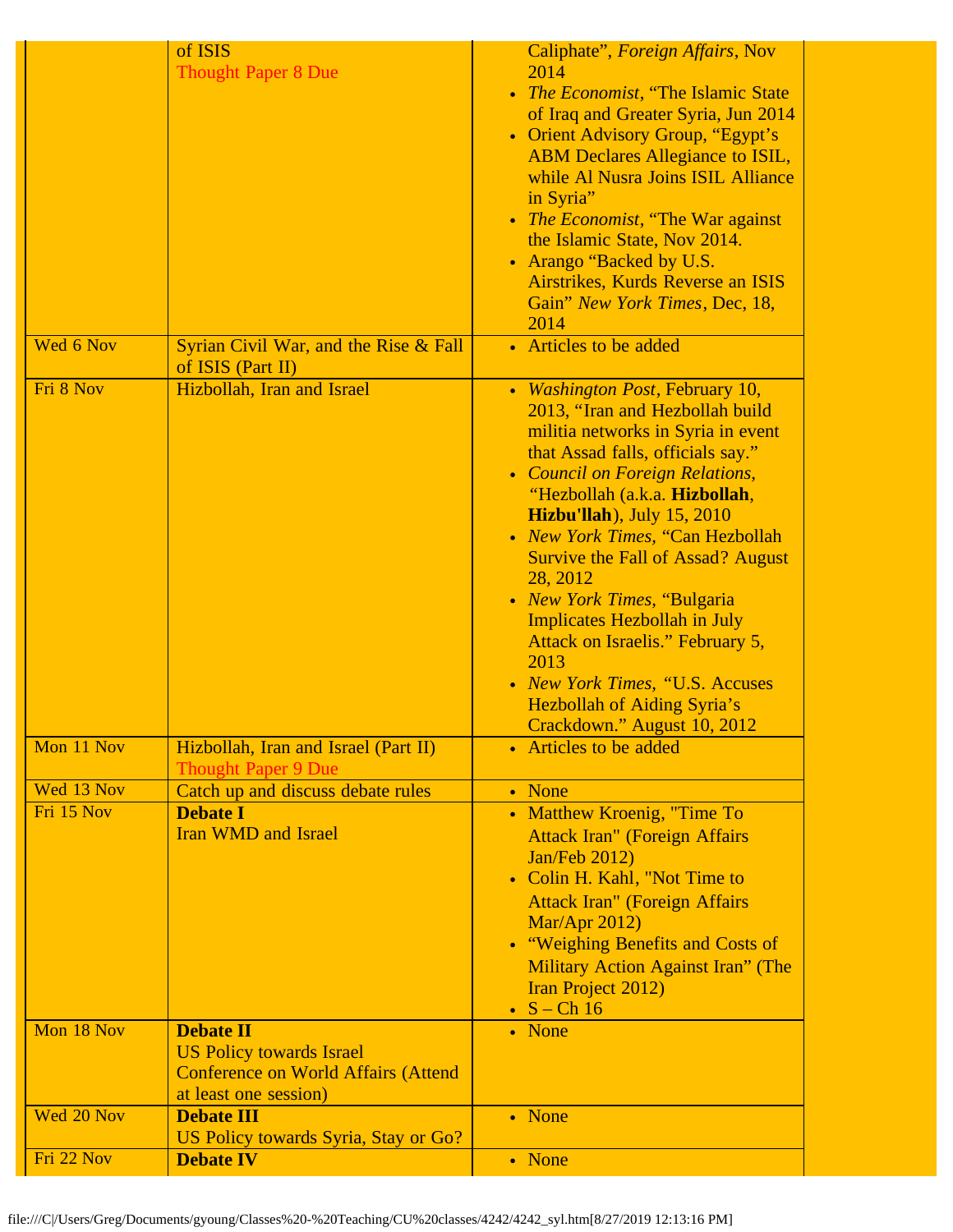|  |  |  |
|---|---|---|
|  | of ISIS<br>Thought Paper 8 Due | Caliphate", *Foreign Affairs*, Nov 2014<br>• *The Economist*, "The Islamic State of Iraq and Greater Syria, Jun 2014<br>• Orient Advisory Group, "Egypt's ABM Declares Allegiance to ISIL, while Al Nusra Joins ISIL Alliance in Syria"<br>• *The Economist*, "The War against the Islamic State, Nov 2014.<br>• Arango "Backed by U.S. Airstrikes, Kurds Reverse an ISIS Gain" *New York Times*, Dec, 18, 2014 |
| Wed 6 Nov | Syrian Civil War, and the Rise & Fall of ISIS (Part II) | • Articles to be added |
| Fri 8 Nov | Hizbollah, Iran and Israel | • *Washington Post*, February 10, 2013, "Iran and Hezbollah build militia networks in Syria in event that Assad falls, officials say."<br>• *Council on Foreign Relations,* "Hezbollah (a.k.a. **Hizbollah**, **Hizbu'llah**), July 15, 2010<br>• *New York Times,* "Can Hezbollah Survive the Fall of Assad? August 28, 2012<br>• *New York Times,* "Bulgaria Implicates Hezbollah in July Attack on Israelis." February 5, 2013<br>• *New York Times,* "U.S. Accuses Hezbollah of Aiding Syria's Crackdown." August 10, 2012 |
| Mon 11 Nov | Hizbollah, Iran and Israel (Part II)<br>Thought Paper 9 Due | • Articles to be added |
| Wed 13 Nov | Catch up and discuss debate rules | • None |
| Fri 15 Nov | **Debate I**<br>Iran WMD and Israel | • Matthew Kroenig, "Time To Attack Iran" (Foreign Affairs Jan/Feb 2012)<br>• Colin H. Kahl, "Not Time to Attack Iran" (Foreign Affairs Mar/Apr 2012)<br>• "Weighing Benefits and Costs of Military Action Against Iran" (The Iran Project 2012)<br>• S – Ch 16 |
| Mon 18 Nov | **Debate II**<br>US Policy towards Israel<br>Conference on World Affairs (Attend at least one session) | • None |
| Wed 20 Nov | **Debate III**<br>US Policy towards Syria, Stay or Go? | • None |
| Fri 22 Nov | **Debate IV** | • None |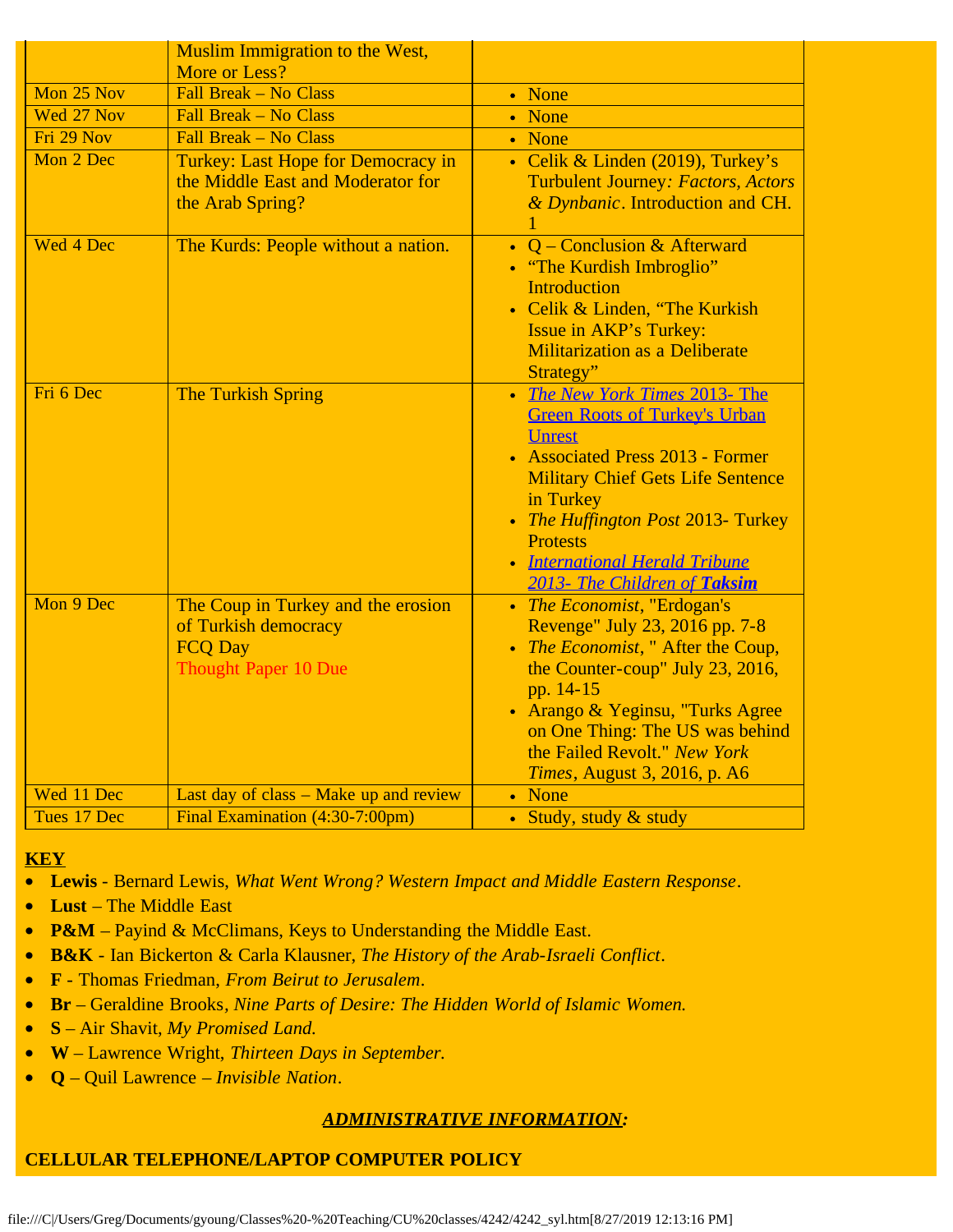| | | |
|---|---|---|
| | Muslim Immigration to the West, More or Less? | |
| Mon 25 Nov | Fall Break – No Class | • None |
| Wed 27 Nov | Fall Break – No Class | • None |
| Fri 29 Nov | Fall Break – No Class | • None |
| Mon 2 Dec | Turkey: Last Hope for Democracy in the Middle East and Moderator for the Arab Spring? | • Celik & Linden (2019), Turkey's Turbulent Journey*: Factors, Actors & Dynbanic*. Introduction and CH. 1 |
| Wed 4 Dec | The Kurds: People without a nation. | • Q – Conclusion & Afterward<br>• "The Kurdish Imbroglio" Introduction<br>• Celik & Linden, "The Kurkish Issue in AKP's Turkey: Militarization as a Deliberate Strategy" |
| Fri 6 Dec | The Turkish Spring | • *The New York Times* 2013- The Green Roots of Turkey's Urban Unrest<br>• Associated Press 2013 - Former Military Chief Gets Life Sentence in Turkey<br>• *The Huffington Post* 2013- Turkey Protests<br>• *International Herald Tribune 2013- The Children of **Taksim*** |
| Mon 9 Dec | The Coup in Turkey and the erosion of Turkish democracy<br>FCQ Day<br>Thought Paper 10 Due | • *The Economist*, "Erdogan's Revenge" July 23, 2016 pp. 7-8<br>• *The Economist*, " After the Coup, the Counter-coup" July 23, 2016, pp. 14-15<br>• Arango & Yeginsu, "Turks Agree on One Thing: The US was behind the Failed Revolt." *New York Times*, August 3, 2016, p. A6 |
| Wed 11 Dec | Last day of class – Make up and review | • None |
| Tues 17 Dec | Final Examination (4:30-7:00pm) | • Study, study & study |

**KEY**

- **Lewis** - Bernard Lewis, *What Went Wrong? Western Impact and Middle Eastern Response*.
- **Lust** – The Middle East
- **P&M** – Payind & McClimans, Keys to Understanding the Middle East.
- **B&K** - Ian Bickerton & Carla Klausner, *The History of the Arab-Israeli Conflict*.
- **F** - Thomas Friedman, *From Beirut to Jerusalem*.
- **Br** – Geraldine Brooks, *Nine Parts of Desire: The Hidden World of Islamic Women.*
- **S** – Air Shavit, *My Promised Land.*
- **W** – Lawrence Wright, *Thirteen Days in September.*
- **Q** – Quil Lawrence – *Invisible Nation*.

***ADMINISTRATIVE INFORMATION:***

**CELLULAR TELEPHONE/LAPTOP COMPUTER POLICY**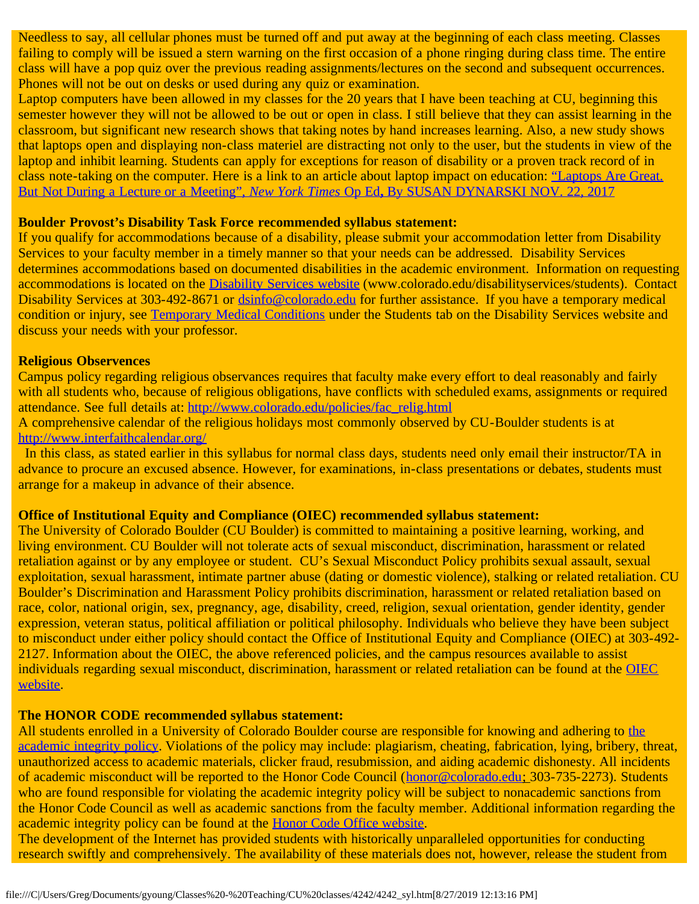Needless to say, all cellular phones must be turned off and put away at the beginning of each class meeting. Classes failing to comply will be issued a stern warning on the first occasion of a phone ringing during class time. The entire class will have a pop quiz over the previous reading assignments/lectures on the second and subsequent occurrences. Phones will not be out on desks or used during any quiz or examination.

Laptop computers have been allowed in my classes for the 20 years that I have been teaching at CU, beginning this semester however they will not be allowed to be out or open in class. I still believe that they can assist learning in the classroom, but significant new research shows that taking notes by hand increases learning. Also, a new study shows that laptops open and displaying non-class materiel are distracting not only to the user, but the students in view of the laptop and inhibit learning. Students can apply for exceptions for reason of disability or a proven track record of in class note-taking on the computer. Here is a link to an article about laptop impact on education: "Laptops Are Great. But Not During a Lecture or a Meeting", *New York Times* Op Ed, By SUSAN DYNARSKI NOV. 22, 2017

**Boulder Provost's Disability Task Force recommended syllabus statement:**

If you qualify for accommodations because of a disability, please submit your accommodation letter from Disability Services to your faculty member in a timely manner so that your needs can be addressed. Disability Services determines accommodations based on documented disabilities in the academic environment. Information on requesting accommodations is located on the Disability Services website (www.colorado.edu/disabilityservices/students). Contact Disability Services at 303-492-8671 or dsinfo@colorado.edu for further assistance. If you have a temporary medical condition or injury, see Temporary Medical Conditions under the Students tab on the Disability Services website and discuss your needs with your professor.

**Religious Observences**

Campus policy regarding religious observances requires that faculty make every effort to deal reasonably and fairly with all students who, because of religious obligations, have conflicts with scheduled exams, assignments or required attendance. See full details at: http://www.colorado.edu/policies/fac_relig.html

A comprehensive calendar of the religious holidays most commonly observed by CU-Boulder students is at http://www.interfaithcalendar.org/

In this class, as stated earlier in this syllabus for normal class days, students need only email their instructor/TA in advance to procure an excused absence. However, for examinations, in-class presentations or debates, students must arrange for a makeup in advance of their absence.

**Office of Institutional Equity and Compliance (OIEC) recommended syllabus statement:**

The University of Colorado Boulder (CU Boulder) is committed to maintaining a positive learning, working, and living environment. CU Boulder will not tolerate acts of sexual misconduct, discrimination, harassment or related retaliation against or by any employee or student. CU's Sexual Misconduct Policy prohibits sexual assault, sexual exploitation, sexual harassment, intimate partner abuse (dating or domestic violence), stalking or related retaliation. CU Boulder's Discrimination and Harassment Policy prohibits discrimination, harassment or related retaliation based on race, color, national origin, sex, pregnancy, age, disability, creed, religion, sexual orientation, gender identity, gender expression, veteran status, political affiliation or political philosophy. Individuals who believe they have been subject to misconduct under either policy should contact the Office of Institutional Equity and Compliance (OIEC) at 303-492-2127. Information about the OIEC, the above referenced policies, and the campus resources available to assist individuals regarding sexual misconduct, discrimination, harassment or related retaliation can be found at the OIEC website.

**The HONOR CODE recommended syllabus statement:**

All students enrolled in a University of Colorado Boulder course are responsible for knowing and adhering to the academic integrity policy. Violations of the policy may include: plagiarism, cheating, fabrication, lying, bribery, threat, unauthorized access to academic materials, clicker fraud, resubmission, and aiding academic dishonesty. All incidents of academic misconduct will be reported to the Honor Code Council (honor@colorado.edu; 303-735-2273). Students who are found responsible for violating the academic integrity policy will be subject to nonacademic sanctions from the Honor Code Council as well as academic sanctions from the faculty member. Additional information regarding the academic integrity policy can be found at the Honor Code Office website.

The development of the Internet has provided students with historically unparalleled opportunities for conducting research swiftly and comprehensively. The availability of these materials does not, however, release the student from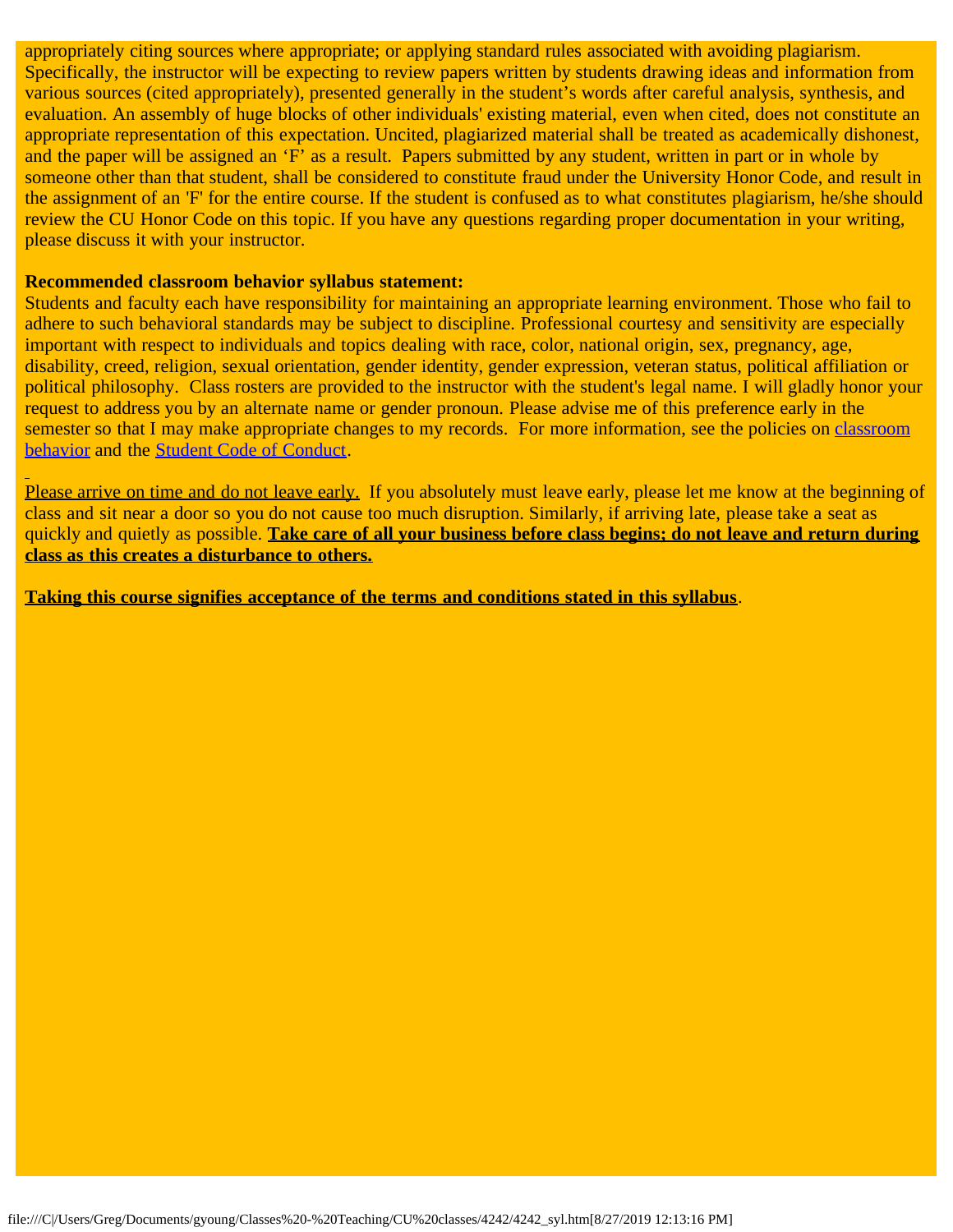appropriately citing sources where appropriate; or applying standard rules associated with avoiding plagiarism. Specifically, the instructor will be expecting to review papers written by students drawing ideas and information from various sources (cited appropriately), presented generally in the student's words after careful analysis, synthesis, and evaluation. An assembly of huge blocks of other individuals' existing material, even when cited, does not constitute an appropriate representation of this expectation. Uncited, plagiarized material shall be treated as academically dishonest, and the paper will be assigned an 'F' as a result. Papers submitted by any student, written in part or in whole by someone other than that student, shall be considered to constitute fraud under the University Honor Code, and result in the assignment of an 'F' for the entire course. If the student is confused as to what constitutes plagiarism, he/she should review the CU Honor Code on this topic. If you have any questions regarding proper documentation in your writing, please discuss it with your instructor.

**Recommended classroom behavior syllabus statement:**
Students and faculty each have responsibility for maintaining an appropriate learning environment. Those who fail to adhere to such behavioral standards may be subject to discipline. Professional courtesy and sensitivity are especially important with respect to individuals and topics dealing with race, color, national origin, sex, pregnancy, age, disability, creed, religion, sexual orientation, gender identity, gender expression, veteran status, political affiliation or political philosophy. Class rosters are provided to the instructor with the student's legal name. I will gladly honor your request to address you by an alternate name or gender pronoun. Please advise me of this preference early in the semester so that I may make appropriate changes to my records. For more information, see the policies on classroom behavior and the Student Code of Conduct.

Please arrive on time and do not leave early. If you absolutely must leave early, please let me know at the beginning of class and sit near a door so you do not cause too much disruption. Similarly, if arriving late, please take a seat as quickly and quietly as possible. **Take care of all your business before class begins; do not leave and return during class as this creates a disturbance to others.**

**Taking this course signifies acceptance of the terms and conditions stated in this syllabus**.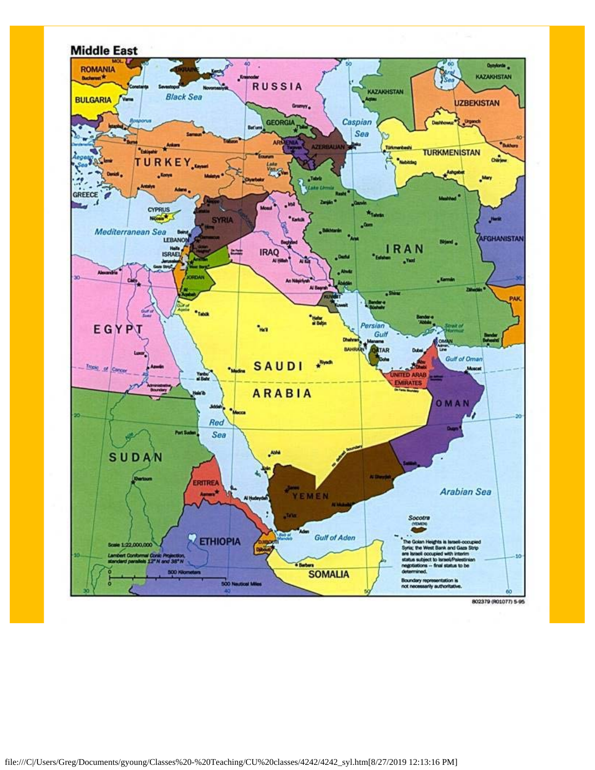## Middle East

Scale 1:22,000,000
Lambert Conformal Conic Projection, standard parallels 12°N and 38°N

500 Kilometers
500 Nautical Miles

* The Golan Heights is Israeli-occupied Syria; the West Bank and Gaza Strip are Israeli occupied with interim status subject to Israeli/Palestinian negotiations -- final status to be determined.

Boundary representation is not necessarily authoritative.

802379 (R01077) 5-95